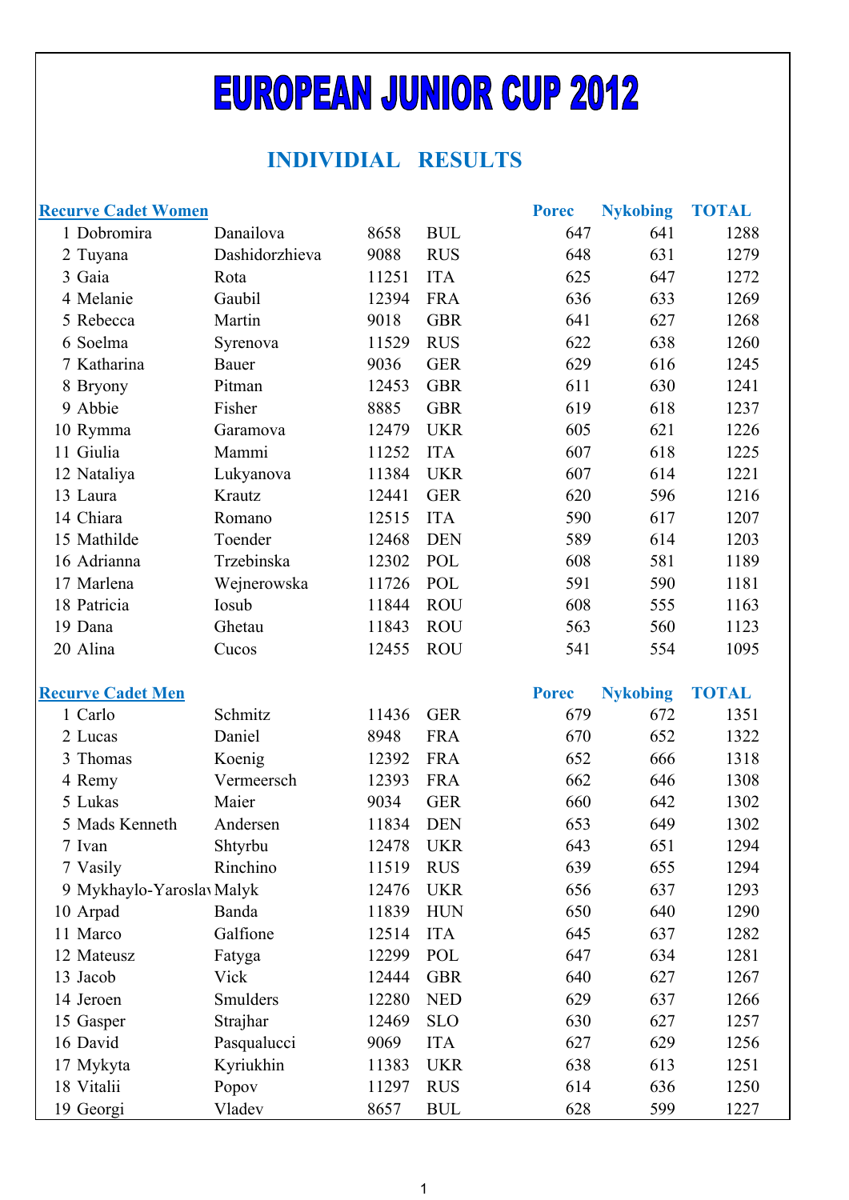# EUROPEAN JUNIOR CUP 2012

## INDIVIDIAL RESULTS

### Recurve Cadet Women

| | | | | | Porec | Nykobing | TOTAL |
|---|---|---|---|---|---|---|---|
| 1 | Dobromira | Danailova | 8658 | BUL | 647 | 641 | 1288 |
| 2 | Tuyana | Dashidorzhieva | 9088 | RUS | 648 | 631 | 1279 |
| 3 | Gaia | Rota | 11251 | ITA | 625 | 647 | 1272 |
| 4 | Melanie | Gaubil | 12394 | FRA | 636 | 633 | 1269 |
| 5 | Rebecca | Martin | 9018 | GBR | 641 | 627 | 1268 |
| 6 | Soelma | Syrenova | 11529 | RUS | 622 | 638 | 1260 |
| 7 | Katharina | Bauer | 9036 | GER | 629 | 616 | 1245 |
| 8 | Bryony | Pitman | 12453 | GBR | 611 | 630 | 1241 |
| 9 | Abbie | Fisher | 8885 | GBR | 619 | 618 | 1237 |
| 10 | Rymma | Garamova | 12479 | UKR | 605 | 621 | 1226 |
| 11 | Giulia | Mammi | 11252 | ITA | 607 | 618 | 1225 |
| 12 | Nataliya | Lukyanova | 11384 | UKR | 607 | 614 | 1221 |
| 13 | Laura | Krautz | 12441 | GER | 620 | 596 | 1216 |
| 14 | Chiara | Romano | 12515 | ITA | 590 | 617 | 1207 |
| 15 | Mathilde | Toender | 12468 | DEN | 589 | 614 | 1203 |
| 16 | Adrianna | Trzebinska | 12302 | POL | 608 | 581 | 1189 |
| 17 | Marlena | Wejnerowska | 11726 | POL | 591 | 590 | 1181 |
| 18 | Patricia | Iosub | 11844 | ROU | 608 | 555 | 1163 |
| 19 | Dana | Ghetau | 11843 | ROU | 563 | 560 | 1123 |
| 20 | Alina | Cucos | 12455 | ROU | 541 | 554 | 1095 |

### Recurve Cadet Men

| | | | | | Porec | Nykobing | TOTAL |
|---|---|---|---|---|---|---|---|
| 1 | Carlo | Schmitz | 11436 | GER | 679 | 672 | 1351 |
| 2 | Lucas | Daniel | 8948 | FRA | 670 | 652 | 1322 |
| 3 | Thomas | Koenig | 12392 | FRA | 652 | 666 | 1318 |
| 4 | Remy | Vermeersch | 12393 | FRA | 662 | 646 | 1308 |
| 5 | Lukas | Maier | 9034 | GER | 660 | 642 | 1302 |
| 5 | Mads Kenneth | Andersen | 11834 | DEN | 653 | 649 | 1302 |
| 7 | Ivan | Shtyrbu | 12478 | UKR | 643 | 651 | 1294 |
| 7 | Vasily | Rinchino | 11519 | RUS | 639 | 655 | 1294 |
| 9 | Mykhaylo-Yaroslav | Malyk | 12476 | UKR | 656 | 637 | 1293 |
| 10 | Arpad | Banda | 11839 | HUN | 650 | 640 | 1290 |
| 11 | Marco | Galfione | 12514 | ITA | 645 | 637 | 1282 |
| 12 | Mateusz | Fatyga | 12299 | POL | 647 | 634 | 1281 |
| 13 | Jacob | Vick | 12444 | GBR | 640 | 627 | 1267 |
| 14 | Jeroen | Smulders | 12280 | NED | 629 | 637 | 1266 |
| 15 | Gasper | Strajhar | 12469 | SLO | 630 | 627 | 1257 |
| 16 | David | Pasqualucci | 9069 | ITA | 627 | 629 | 1256 |
| 17 | Mykyta | Kyriukhin | 11383 | UKR | 638 | 613 | 1251 |
| 18 | Vitalii | Popov | 11297 | RUS | 614 | 636 | 1250 |
| 19 | Georgi | Vladev | 8657 | BUL | 628 | 599 | 1227 |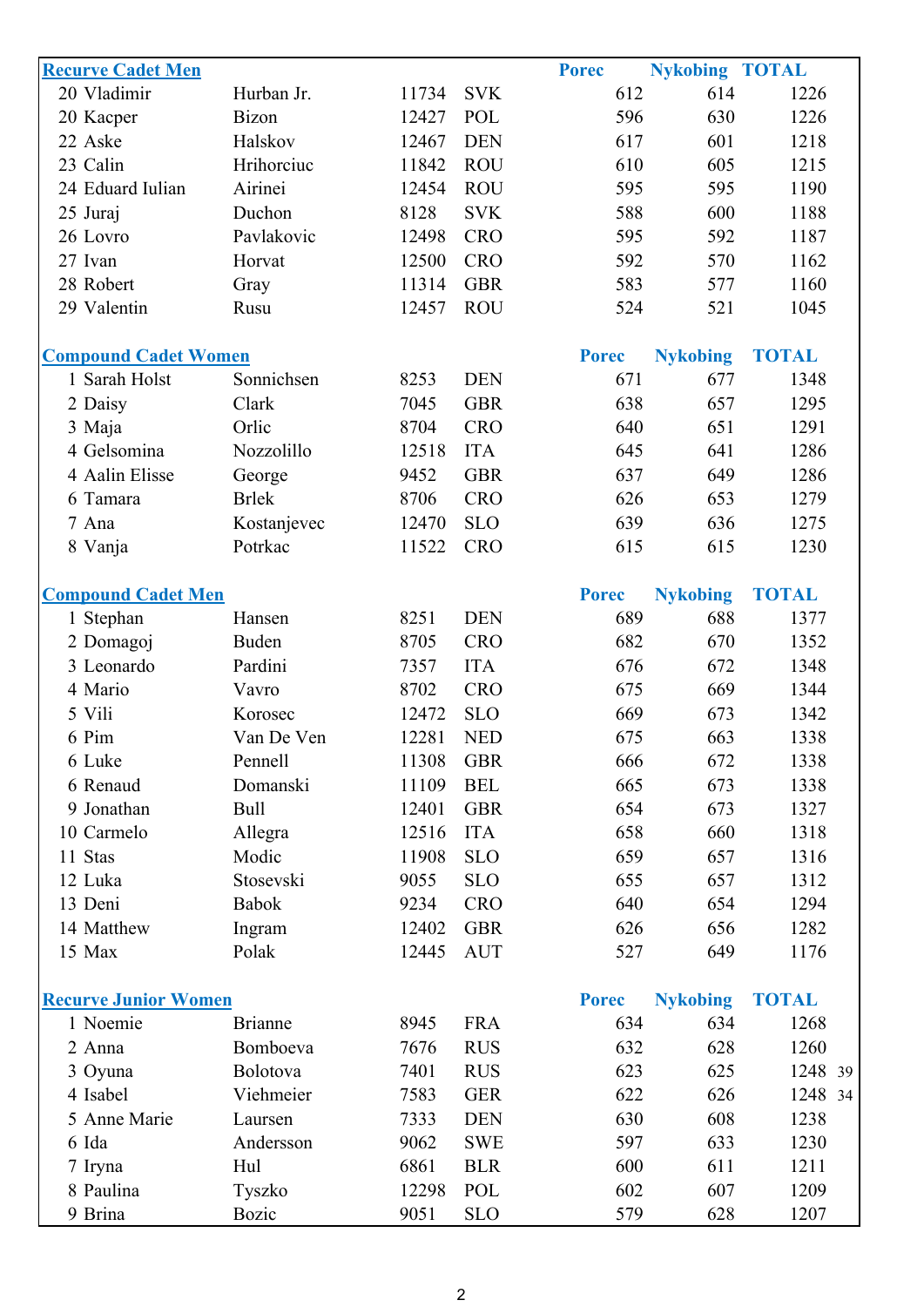| Recurve Cadet Men | | | | | Porec | Nykobing | TOTAL | |
|---|---|---|---|---|---|---|---|---|
| 20 | Vladimir | Hurban Jr. | 11734 | SVK | 612 | 614 | 1226 | |
| 20 | Kacper | Bizon | 12427 | POL | 596 | 630 | 1226 | |
| 22 | Aske | Halskov | 12467 | DEN | 617 | 601 | 1218 | |
| 23 | Calin | Hrihorciuc | 11842 | ROU | 610 | 605 | 1215 | |
| 24 | Eduard Iulian | Airinei | 12454 | ROU | 595 | 595 | 1190 | |
| 25 | Juraj | Duchon | 8128 | SVK | 588 | 600 | 1188 | |
| 26 | Lovro | Pavlakovic | 12498 | CRO | 595 | 592 | 1187 | |
| 27 | Ivan | Horvat | 12500 | CRO | 592 | 570 | 1162 | |
| 28 | Robert | Gray | 11314 | GBR | 583 | 577 | 1160 | |
| 29 | Valentin | Rusu | 12457 | ROU | 524 | 521 | 1045 | |

| Compound Cadet Women | | | | | Porec | Nykobing | TOTAL | |
|---|---|---|---|---|---|---|---|---|
| 1 | Sarah Holst | Sonnichsen | 8253 | DEN | 671 | 677 | 1348 | |
| 2 | Daisy | Clark | 7045 | GBR | 638 | 657 | 1295 | |
| 3 | Maja | Orlic | 8704 | CRO | 640 | 651 | 1291 | |
| 4 | Gelsomina | Nozzolillo | 12518 | ITA | 645 | 641 | 1286 | |
| 4 | Aalin Elisse | George | 9452 | GBR | 637 | 649 | 1286 | |
| 6 | Tamara | Brlek | 8706 | CRO | 626 | 653 | 1279 | |
| 7 | Ana | Kostanjevec | 12470 | SLO | 639 | 636 | 1275 | |
| 8 | Vanja | Potrkac | 11522 | CRO | 615 | 615 | 1230 | |

| Compound Cadet Men | | | | | Porec | Nykobing | TOTAL | |
|---|---|---|---|---|---|---|---|---|
| 1 | Stephan | Hansen | 8251 | DEN | 689 | 688 | 1377 | |
| 2 | Domagoj | Buden | 8705 | CRO | 682 | 670 | 1352 | |
| 3 | Leonardo | Pardini | 7357 | ITA | 676 | 672 | 1348 | |
| 4 | Mario | Vavro | 8702 | CRO | 675 | 669 | 1344 | |
| 5 | Vili | Korosec | 12472 | SLO | 669 | 673 | 1342 | |
| 6 | Pim | Van De Ven | 12281 | NED | 675 | 663 | 1338 | |
| 6 | Luke | Pennell | 11308 | GBR | 666 | 672 | 1338 | |
| 6 | Renaud | Domanski | 11109 | BEL | 665 | 673 | 1338 | |
| 9 | Jonathan | Bull | 12401 | GBR | 654 | 673 | 1327 | |
| 10 | Carmelo | Allegra | 12516 | ITA | 658 | 660 | 1318 | |
| 11 | Stas | Modic | 11908 | SLO | 659 | 657 | 1316 | |
| 12 | Luka | Stosevski | 9055 | SLO | 655 | 657 | 1312 | |
| 13 | Deni | Babok | 9234 | CRO | 640 | 654 | 1294 | |
| 14 | Matthew | Ingram | 12402 | GBR | 626 | 656 | 1282 | |
| 15 | Max | Polak | 12445 | AUT | 527 | 649 | 1176 | |

| Recurve Junior Women | | | | | Porec | Nykobing | TOTAL | |
|---|---|---|---|---|---|---|---|---|
| 1 | Noemie | Brianne | 8945 | FRA | 634 | 634 | 1268 | |
| 2 | Anna | Bomboeva | 7676 | RUS | 632 | 628 | 1260 | |
| 3 | Oyuna | Bolotova | 7401 | RUS | 623 | 625 | 1248 | 39 |
| 4 | Isabel | Viehmeier | 7583 | GER | 622 | 626 | 1248 | 34 |
| 5 | Anne Marie | Laursen | 7333 | DEN | 630 | 608 | 1238 | |
| 6 | Ida | Andersson | 9062 | SWE | 597 | 633 | 1230 | |
| 7 | Iryna | Hul | 6861 | BLR | 600 | 611 | 1211 | |
| 8 | Paulina | Tyszko | 12298 | POL | 602 | 607 | 1209 | |
| 9 | Brina | Bozic | 9051 | SLO | 579 | 628 | 1207 | |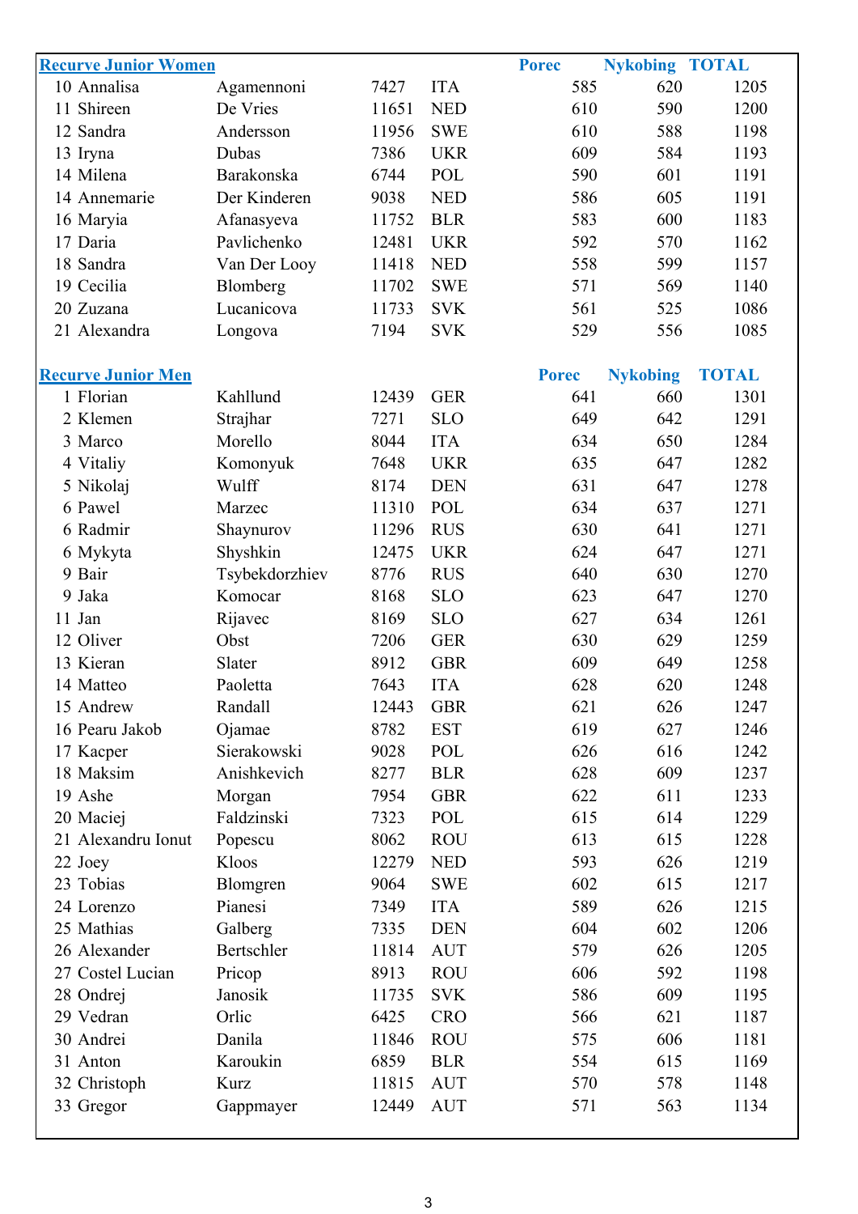## Recurve Junior Women

| Rank | First Name | Last Name | ID | Nation | Porec | Nykobing | TOTAL |
|---|---|---|---|---|---|---|---|
| 10 | Annalisa | Agamennoni | 7427 | ITA | 585 | 620 | 1205 |
| 11 | Shireen | De Vries | 11651 | NED | 610 | 590 | 1200 |
| 12 | Sandra | Andersson | 11956 | SWE | 610 | 588 | 1198 |
| 13 | Iryna | Dubas | 7386 | UKR | 609 | 584 | 1193 |
| 14 | Milena | Barakonska | 6744 | POL | 590 | 601 | 1191 |
| 14 | Annemarie | Der Kinderen | 9038 | NED | 586 | 605 | 1191 |
| 16 | Maryia | Afanasyeva | 11752 | BLR | 583 | 600 | 1183 |
| 17 | Daria | Pavlichenko | 12481 | UKR | 592 | 570 | 1162 |
| 18 | Sandra | Van Der Looy | 11418 | NED | 558 | 599 | 1157 |
| 19 | Cecilia | Blomberg | 11702 | SWE | 571 | 569 | 1140 |
| 20 | Zuzana | Lucanicova | 11733 | SVK | 561 | 525 | 1086 |
| 21 | Alexandra | Longova | 7194 | SVK | 529 | 556 | 1085 |

## Recurve Junior Men

| Rank | First Name | Last Name | ID | Nation | Porec | Nykobing | TOTAL |
|---|---|---|---|---|---|---|---|
| 1 | Florian | Kahllund | 12439 | GER | 641 | 660 | 1301 |
| 2 | Klemen | Strajhar | 7271 | SLO | 649 | 642 | 1291 |
| 3 | Marco | Morello | 8044 | ITA | 634 | 650 | 1284 |
| 4 | Vitaliy | Komonyuk | 7648 | UKR | 635 | 647 | 1282 |
| 5 | Nikolaj | Wulff | 8174 | DEN | 631 | 647 | 1278 |
| 6 | Pawel | Marzec | 11310 | POL | 634 | 637 | 1271 |
| 6 | Radmir | Shaynurov | 11296 | RUS | 630 | 641 | 1271 |
| 6 | Mykyta | Shyshkin | 12475 | UKR | 624 | 647 | 1271 |
| 9 | Bair | Tsybekdorzhiev | 8776 | RUS | 640 | 630 | 1270 |
| 9 | Jaka | Komocar | 8168 | SLO | 623 | 647 | 1270 |
| 11 | Jan | Rijavec | 8169 | SLO | 627 | 634 | 1261 |
| 12 | Oliver | Obst | 7206 | GER | 630 | 629 | 1259 |
| 13 | Kieran | Slater | 8912 | GBR | 609 | 649 | 1258 |
| 14 | Matteo | Paoletta | 7643 | ITA | 628 | 620 | 1248 |
| 15 | Andrew | Randall | 12443 | GBR | 621 | 626 | 1247 |
| 16 | Pearu Jakob | Ojamae | 8782 | EST | 619 | 627 | 1246 |
| 17 | Kacper | Sierakowski | 9028 | POL | 626 | 616 | 1242 |
| 18 | Maksim | Anishkevich | 8277 | BLR | 628 | 609 | 1237 |
| 19 | Ashe | Morgan | 7954 | GBR | 622 | 611 | 1233 |
| 20 | Maciej | Faldzinski | 7323 | POL | 615 | 614 | 1229 |
| 21 | Alexandru Ionut | Popescu | 8062 | ROU | 613 | 615 | 1228 |
| 22 | Joey | Kloos | 12279 | NED | 593 | 626 | 1219 |
| 23 | Tobias | Blomgren | 9064 | SWE | 602 | 615 | 1217 |
| 24 | Lorenzo | Pianesi | 7349 | ITA | 589 | 626 | 1215 |
| 25 | Mathias | Galberg | 7335 | DEN | 604 | 602 | 1206 |
| 26 | Alexander | Bertschler | 11814 | AUT | 579 | 626 | 1205 |
| 27 | Costel Lucian | Pricop | 8913 | ROU | 606 | 592 | 1198 |
| 28 | Ondrej | Janosik | 11735 | SVK | 586 | 609 | 1195 |
| 29 | Vedran | Orlic | 6425 | CRO | 566 | 621 | 1187 |
| 30 | Andrei | Danila | 11846 | ROU | 575 | 606 | 1181 |
| 31 | Anton | Karoukin | 6859 | BLR | 554 | 615 | 1169 |
| 32 | Christoph | Kurz | 11815 | AUT | 570 | 578 | 1148 |
| 33 | Gregor | Gappmayer | 12449 | AUT | 571 | 563 | 1134 |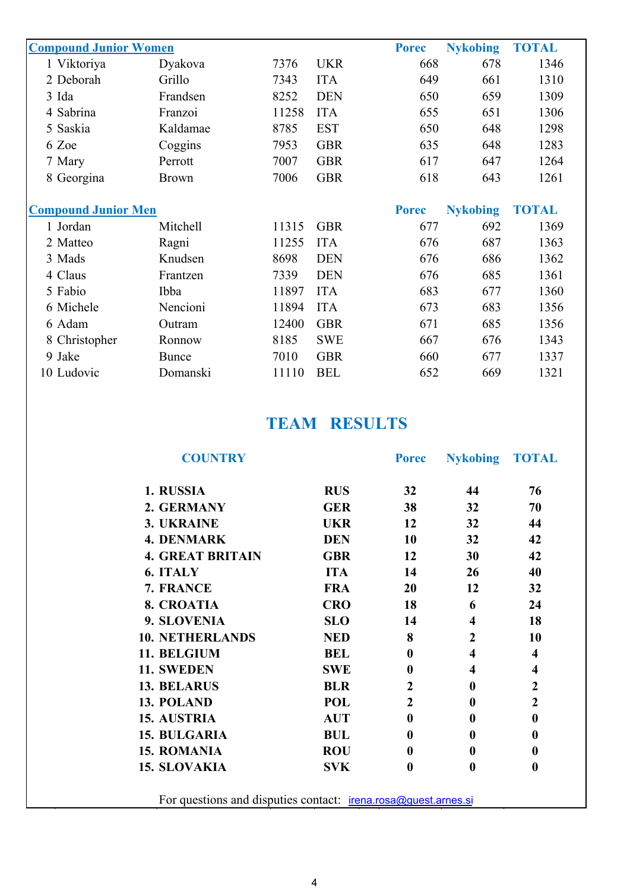| Compound Junior Women | | | | | Porec | Nykobing | TOTAL |
|---|---|---|---|---|---|---|---|
| 1 | Viktoriya | Dyakova | 7376 | UKR | 668 | 678 | 1346 |
| 2 | Deborah | Grillo | 7343 | ITA | 649 | 661 | 1310 |
| 3 | Ida | Frandsen | 8252 | DEN | 650 | 659 | 1309 |
| 4 | Sabrina | Franzoi | 11258 | ITA | 655 | 651 | 1306 |
| 5 | Saskia | Kaldamae | 8785 | EST | 650 | 648 | 1298 |
| 6 | Zoe | Coggins | 7953 | GBR | 635 | 648 | 1283 |
| 7 | Mary | Perrott | 7007 | GBR | 617 | 647 | 1264 |
| 8 | Georgina | Brown | 7006 | GBR | 618 | 643 | 1261 |

| Compound Junior Men | | | | | Porec | Nykobing | TOTAL |
|---|---|---|---|---|---|---|---|
| 1 | Jordan | Mitchell | 11315 | GBR | 677 | 692 | 1369 |
| 2 | Matteo | Ragni | 11255 | ITA | 676 | 687 | 1363 |
| 3 | Mads | Knudsen | 8698 | DEN | 676 | 686 | 1362 |
| 4 | Claus | Frantzen | 7339 | DEN | 676 | 685 | 1361 |
| 5 | Fabio | Ibba | 11897 | ITA | 683 | 677 | 1360 |
| 6 | Michele | Nencioni | 11894 | ITA | 673 | 683 | 1356 |
| 6 | Adam | Outram | 12400 | GBR | 671 | 685 | 1356 |
| 8 | Christopher | Ronnow | 8185 | SWE | 667 | 676 | 1343 |
| 9 | Jake | Bunce | 7010 | GBR | 660 | 677 | 1337 |
| 10 | Ludovic | Domanski | 11110 | BEL | 652 | 669 | 1321 |

## TEAM RESULTS

| COUNTRY | | Porec | Nykobing | TOTAL |
|---|---|---|---|---|
| **1. RUSSIA** | **RUS** | **32** | **44** | **76** |
| **2. GERMANY** | **GER** | **38** | **32** | **70** |
| **3. UKRAINE** | **UKR** | **12** | **32** | **44** |
| **4. DENMARK** | **DEN** | **10** | **32** | **42** |
| **4. GREAT BRITAIN** | **GBR** | **12** | **30** | **42** |
| **6. ITALY** | **ITA** | **14** | **26** | **40** |
| **7. FRANCE** | **FRA** | **20** | **12** | **32** |
| **8. CROATIA** | **CRO** | **18** | **6** | **24** |
| **9. SLOVENIA** | **SLO** | **14** | **4** | **18** |
| **10. NETHERLANDS** | **NED** | **8** | **2** | **10** |
| **11. BELGIUM** | **BEL** | **0** | **4** | **4** |
| **11. SWEDEN** | **SWE** | **0** | **4** | **4** |
| **13. BELARUS** | **BLR** | **2** | **0** | **2** |
| **13. POLAND** | **POL** | **2** | **0** | **2** |
| **15. AUSTRIA** | **AUT** | **0** | **0** | **0** |
| **15. BULGARIA** | **BUL** | **0** | **0** | **0** |
| **15. ROMANIA** | **ROU** | **0** | **0** | **0** |
| **15. SLOVAKIA** | **SVK** | **0** | **0** | **0** |

For questions and disputies contact: irena.rosa@guest.arnes.si